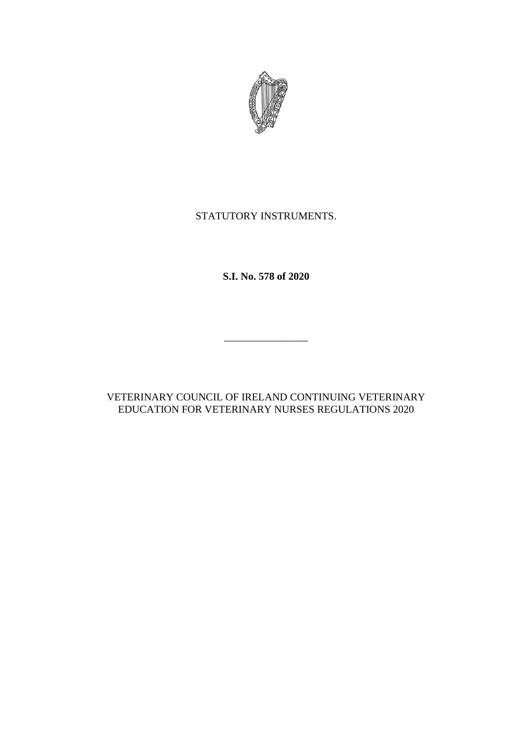STATUTORY INSTRUMENTS.

**S.I. No. 578 of 2020**

---

VETERINARY COUNCIL OF IRELAND CONTINUING VETERINARY EDUCATION FOR VETERINARY NURSES REGULATIONS 2020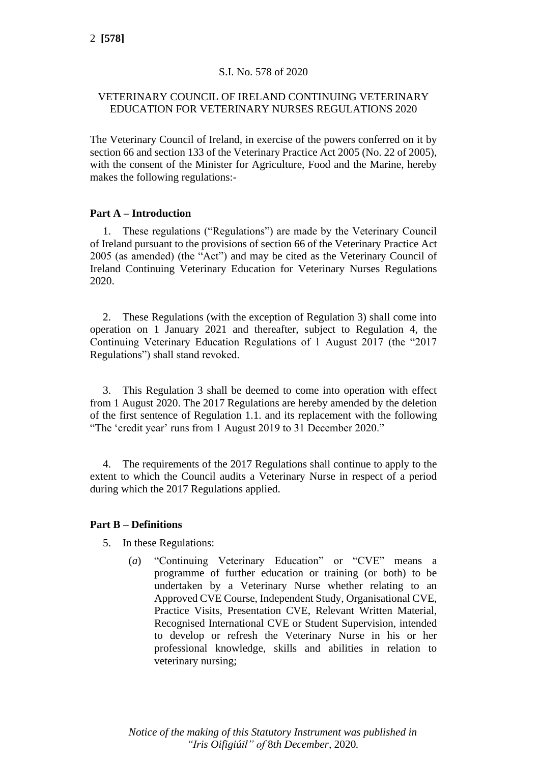S.I. No. 578 of 2020

VETERINARY COUNCIL OF IRELAND CONTINUING VETERINARY EDUCATION FOR VETERINARY NURSES REGULATIONS 2020

The Veterinary Council of Ireland, in exercise of the powers conferred on it by section 66 and section 133 of the Veterinary Practice Act 2005 (No. 22 of 2005), with the consent of the Minister for Agriculture, Food and the Marine, hereby makes the following regulations:-

**Part A – Introduction**

1. These regulations ("Regulations") are made by the Veterinary Council of Ireland pursuant to the provisions of section 66 of the Veterinary Practice Act 2005 (as amended) (the "Act") and may be cited as the Veterinary Council of Ireland Continuing Veterinary Education for Veterinary Nurses Regulations 2020.

2. These Regulations (with the exception of Regulation 3) shall come into operation on 1 January 2021 and thereafter, subject to Regulation 4, the Continuing Veterinary Education Regulations of 1 August 2017 (the "2017 Regulations") shall stand revoked.

3. This Regulation 3 shall be deemed to come into operation with effect from 1 August 2020. The 2017 Regulations are hereby amended by the deletion of the first sentence of Regulation 1.1. and its replacement with the following "The 'credit year' runs from 1 August 2019 to 31 December 2020."

4. The requirements of the 2017 Regulations shall continue to apply to the extent to which the Council audits a Veterinary Nurse in respect of a period during which the 2017 Regulations applied.

**Part B – Definitions**

5. In these Regulations:

   (*a*) "Continuing Veterinary Education" or "CVE" means a programme of further education or training (or both) to be undertaken by a Veterinary Nurse whether relating to an Approved CVE Course, Independent Study, Organisational CVE, Practice Visits, Presentation CVE, Relevant Written Material, Recognised International CVE or Student Supervision, intended to develop or refresh the Veterinary Nurse in his or her professional knowledge, skills and abilities in relation to veterinary nursing;

*Notice of the making of this Statutory Instrument was published in "Iris Oifigiúil" of 8th December, 2020.*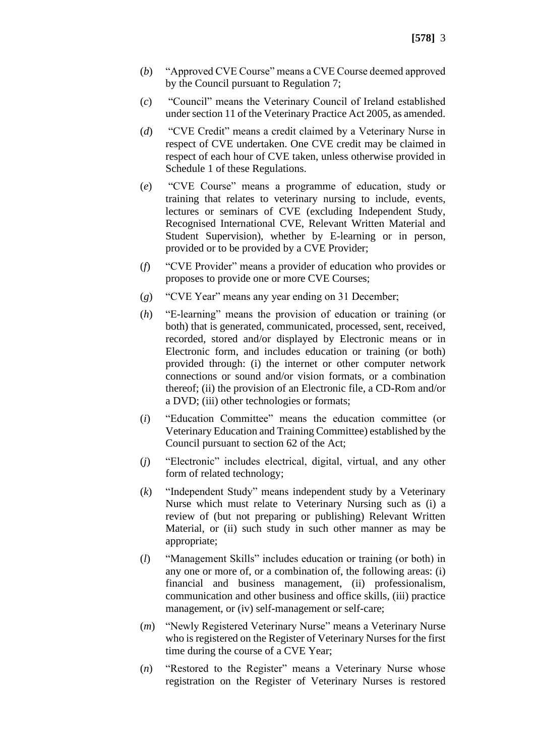(*b*) "Approved CVE Course" means a CVE Course deemed approved by the Council pursuant to Regulation 7;

(*c*) "Council" means the Veterinary Council of Ireland established under section 11 of the Veterinary Practice Act 2005, as amended.

(*d*) "CVE Credit" means a credit claimed by a Veterinary Nurse in respect of CVE undertaken. One CVE credit may be claimed in respect of each hour of CVE taken, unless otherwise provided in Schedule 1 of these Regulations.

(*e*) "CVE Course" means a programme of education, study or training that relates to veterinary nursing to include, events, lectures or seminars of CVE (excluding Independent Study, Recognised International CVE, Relevant Written Material and Student Supervision), whether by E-learning or in person, provided or to be provided by a CVE Provider;

(*f*) "CVE Provider" means a provider of education who provides or proposes to provide one or more CVE Courses;

(*g*) "CVE Year" means any year ending on 31 December;

(*h*) "E-learning" means the provision of education or training (or both) that is generated, communicated, processed, sent, received, recorded, stored and/or displayed by Electronic means or in Electronic form, and includes education or training (or both) provided through: (i) the internet or other computer network connections or sound and/or vision formats, or a combination thereof; (ii) the provision of an Electronic file, a CD-Rom and/or a DVD; (iii) other technologies or formats;

(*i*) "Education Committee" means the education committee (or Veterinary Education and Training Committee) established by the Council pursuant to section 62 of the Act;

(*j*) "Electronic" includes electrical, digital, virtual, and any other form of related technology;

(*k*) "Independent Study" means independent study by a Veterinary Nurse which must relate to Veterinary Nursing such as (i) a review of (but not preparing or publishing) Relevant Written Material, or (ii) such study in such other manner as may be appropriate;

(*l*) "Management Skills" includes education or training (or both) in any one or more of, or a combination of, the following areas: (i) financial and business management, (ii) professionalism, communication and other business and office skills, (iii) practice management, or (iv) self-management or self-care;

(*m*) "Newly Registered Veterinary Nurse" means a Veterinary Nurse who is registered on the Register of Veterinary Nurses for the first time during the course of a CVE Year;

(*n*) "Restored to the Register" means a Veterinary Nurse whose registration on the Register of Veterinary Nurses is restored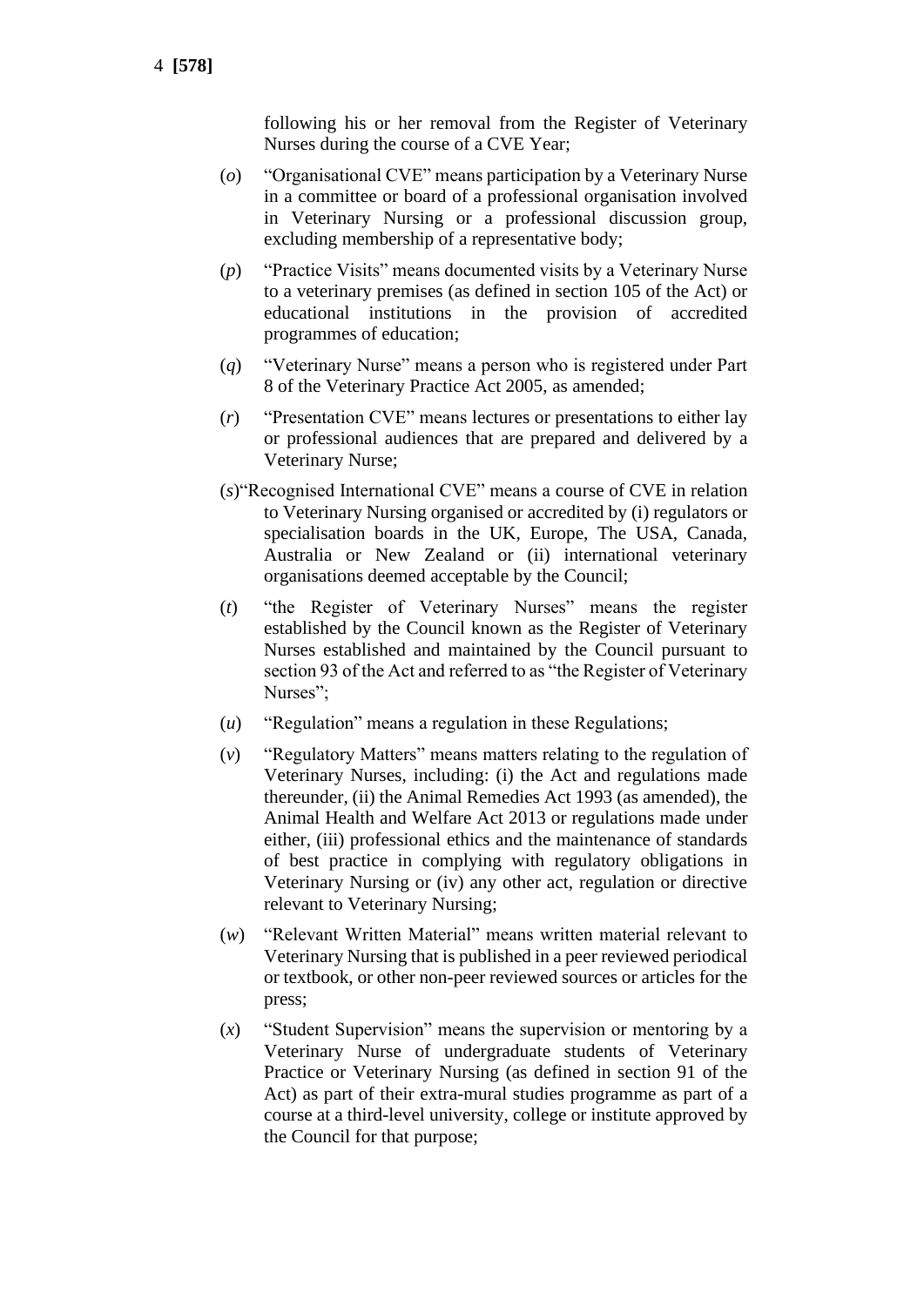following his or her removal from the Register of Veterinary Nurses during the course of a CVE Year;

(*o*) "Organisational CVE" means participation by a Veterinary Nurse in a committee or board of a professional organisation involved in Veterinary Nursing or a professional discussion group, excluding membership of a representative body;

(*p*) "Practice Visits" means documented visits by a Veterinary Nurse to a veterinary premises (as defined in section 105 of the Act) or educational institutions in the provision of accredited programmes of education;

(*q*) "Veterinary Nurse" means a person who is registered under Part 8 of the Veterinary Practice Act 2005, as amended;

(*r*) "Presentation CVE" means lectures or presentations to either lay or professional audiences that are prepared and delivered by a Veterinary Nurse;

(*s*) "Recognised International CVE" means a course of CVE in relation to Veterinary Nursing organised or accredited by (i) regulators or specialisation boards in the UK, Europe, The USA, Canada, Australia or New Zealand or (ii) international veterinary organisations deemed acceptable by the Council;

(*t*) "the Register of Veterinary Nurses" means the register established by the Council known as the Register of Veterinary Nurses established and maintained by the Council pursuant to section 93 of the Act and referred to as "the Register of Veterinary Nurses";

(*u*) "Regulation" means a regulation in these Regulations;

(*v*) "Regulatory Matters" means matters relating to the regulation of Veterinary Nurses, including: (i) the Act and regulations made thereunder, (ii) the Animal Remedies Act 1993 (as amended), the Animal Health and Welfare Act 2013 or regulations made under either, (iii) professional ethics and the maintenance of standards of best practice in complying with regulatory obligations in Veterinary Nursing or (iv) any other act, regulation or directive relevant to Veterinary Nursing;

(*w*) "Relevant Written Material" means written material relevant to Veterinary Nursing that is published in a peer reviewed periodical or textbook, or other non-peer reviewed sources or articles for the press;

(*x*) "Student Supervision" means the supervision or mentoring by a Veterinary Nurse of undergraduate students of Veterinary Practice or Veterinary Nursing (as defined in section 91 of the Act) as part of their extra-mural studies programme as part of a course at a third-level university, college or institute approved by the Council for that purpose;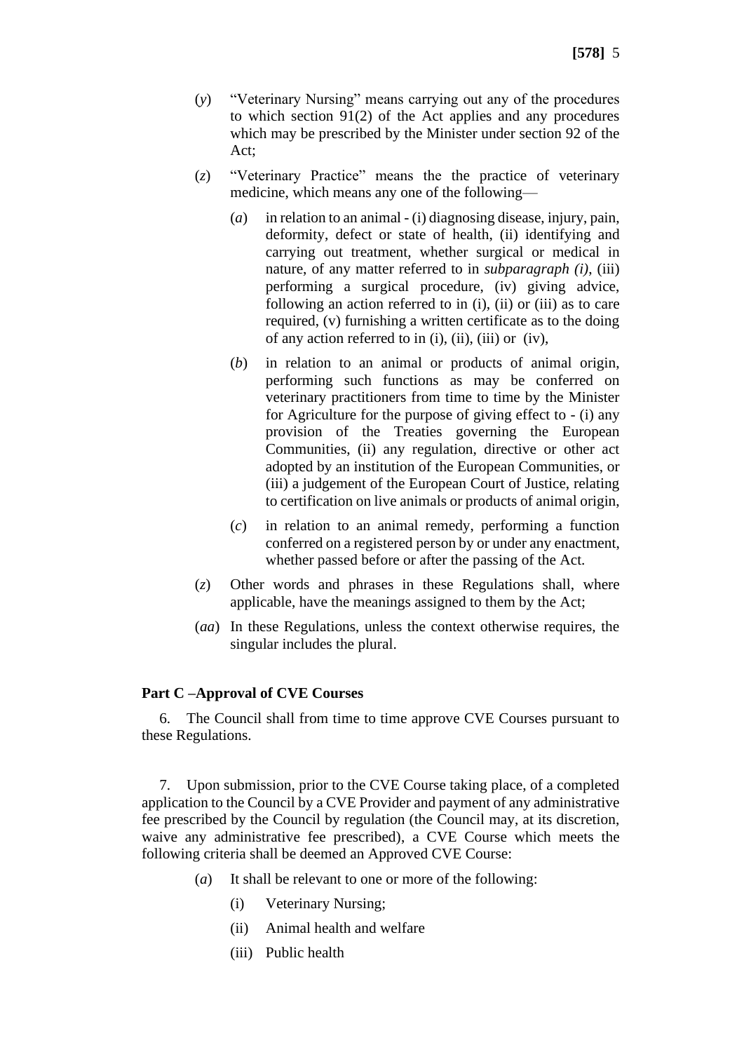(*y*) "Veterinary Nursing" means carrying out any of the procedures to which section 91(2) of the Act applies and any procedures which may be prescribed by the Minister under section 92 of the Act;

(*z*) "Veterinary Practice" means the the practice of veterinary medicine, which means any one of the following—

(*a*) in relation to an animal - (i) diagnosing disease, injury, pain, deformity, defect or state of health, (ii) identifying and carrying out treatment, whether surgical or medical in nature, of any matter referred to in *subparagraph (i)*, (iii) performing a surgical procedure, (iv) giving advice, following an action referred to in (i), (ii) or (iii) as to care required, (v) furnishing a written certificate as to the doing of any action referred to in (i), (ii), (iii) or (iv),

(*b*) in relation to an animal or products of animal origin, performing such functions as may be conferred on veterinary practitioners from time to time by the Minister for Agriculture for the purpose of giving effect to - (i) any provision of the Treaties governing the European Communities, (ii) any regulation, directive or other act adopted by an institution of the European Communities, or (iii) a judgement of the European Court of Justice, relating to certification on live animals or products of animal origin,

(*c*) in relation to an animal remedy, performing a function conferred on a registered person by or under any enactment, whether passed before or after the passing of the Act.

(*z*) Other words and phrases in these Regulations shall, where applicable, have the meanings assigned to them by the Act;

(*aa*) In these Regulations, unless the context otherwise requires, the singular includes the plural.

**Part C –Approval of CVE Courses**

6. The Council shall from time to time approve CVE Courses pursuant to these Regulations.

7. Upon submission, prior to the CVE Course taking place, of a completed application to the Council by a CVE Provider and payment of any administrative fee prescribed by the Council by regulation (the Council may, at its discretion, waive any administrative fee prescribed), a CVE Course which meets the following criteria shall be deemed an Approved CVE Course:

(*a*) It shall be relevant to one or more of the following:

(i) Veterinary Nursing;

(ii) Animal health and welfare

(iii) Public health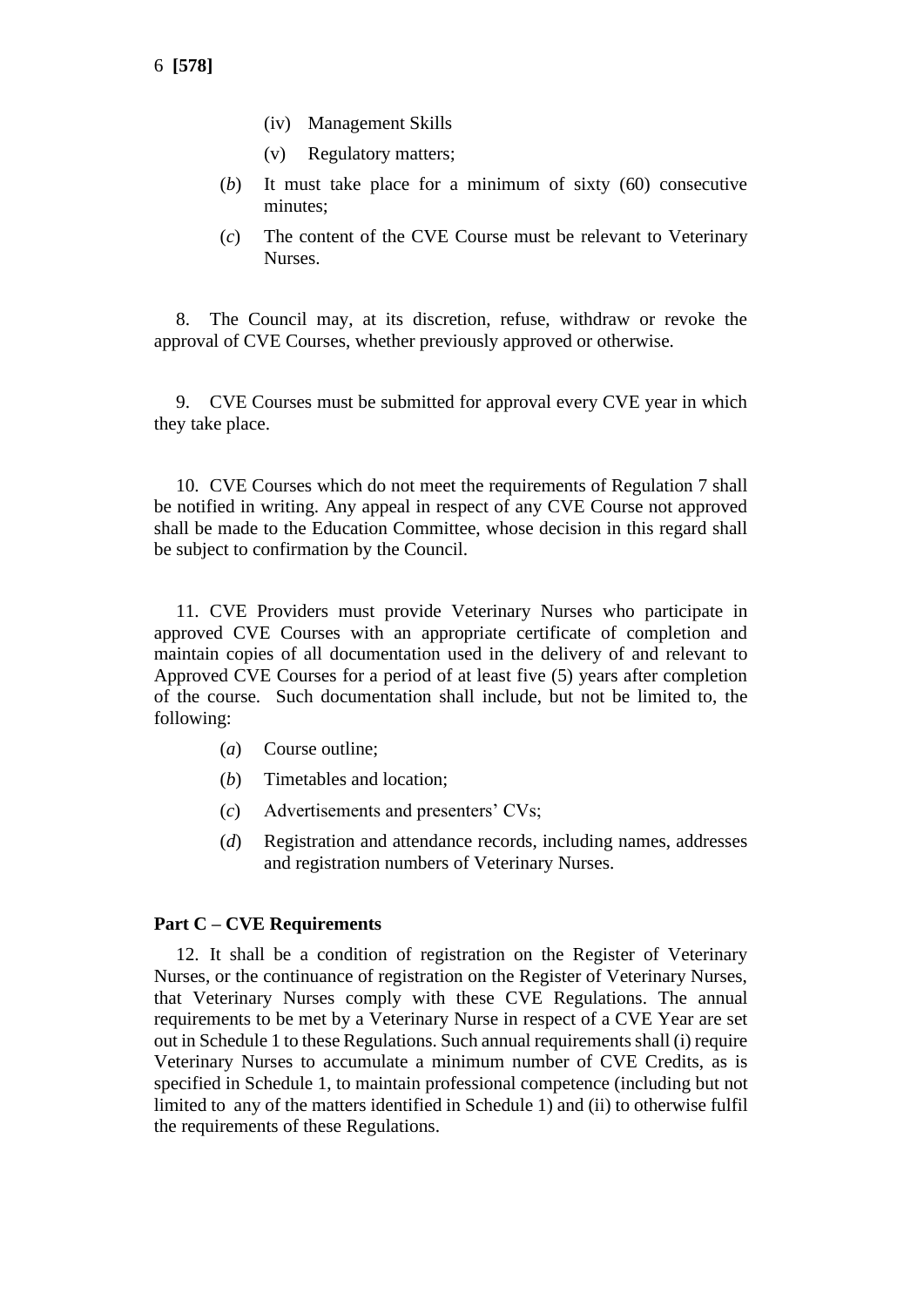(iv) Management Skills

(v) Regulatory matters;

(*b*) It must take place for a minimum of sixty (60) consecutive minutes;

(*c*) The content of the CVE Course must be relevant to Veterinary Nurses.

8. The Council may, at its discretion, refuse, withdraw or revoke the approval of CVE Courses, whether previously approved or otherwise.

9. CVE Courses must be submitted for approval every CVE year in which they take place.

10. CVE Courses which do not meet the requirements of Regulation 7 shall be notified in writing. Any appeal in respect of any CVE Course not approved shall be made to the Education Committee, whose decision in this regard shall be subject to confirmation by the Council.

11. CVE Providers must provide Veterinary Nurses who participate in approved CVE Courses with an appropriate certificate of completion and maintain copies of all documentation used in the delivery of and relevant to Approved CVE Courses for a period of at least five (5) years after completion of the course. Such documentation shall include, but not be limited to, the following:

(*a*) Course outline;

(*b*) Timetables and location;

(*c*) Advertisements and presenters' CVs;

(*d*) Registration and attendance records, including names, addresses and registration numbers of Veterinary Nurses.

**Part C – CVE Requirements**

12. It shall be a condition of registration on the Register of Veterinary Nurses, or the continuance of registration on the Register of Veterinary Nurses, that Veterinary Nurses comply with these CVE Regulations. The annual requirements to be met by a Veterinary Nurse in respect of a CVE Year are set out in Schedule 1 to these Regulations. Such annual requirements shall (i) require Veterinary Nurses to accumulate a minimum number of CVE Credits, as is specified in Schedule 1, to maintain professional competence (including but not limited to any of the matters identified in Schedule 1) and (ii) to otherwise fulfil the requirements of these Regulations.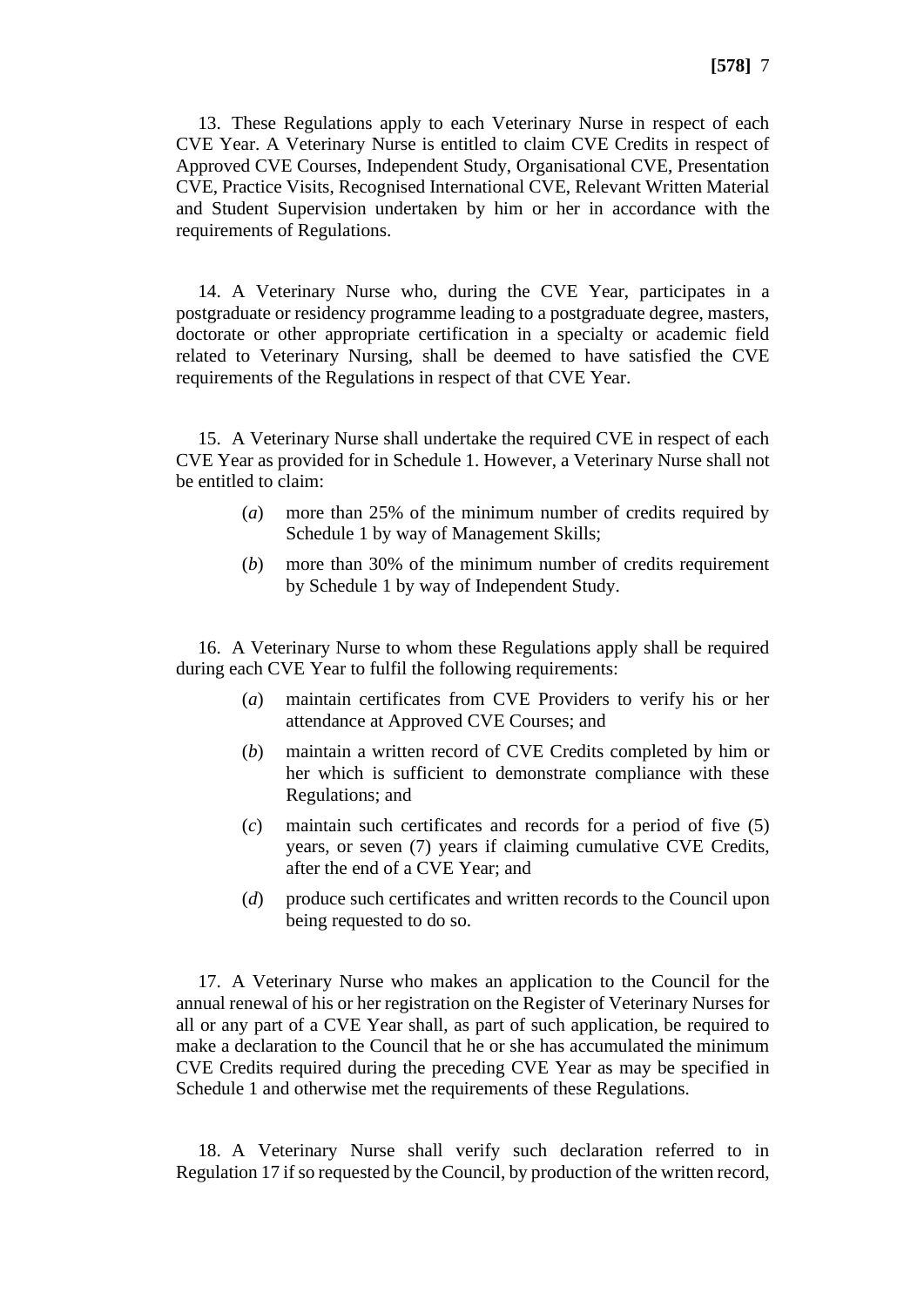13. These Regulations apply to each Veterinary Nurse in respect of each CVE Year. A Veterinary Nurse is entitled to claim CVE Credits in respect of Approved CVE Courses, Independent Study, Organisational CVE, Presentation CVE, Practice Visits, Recognised International CVE, Relevant Written Material and Student Supervision undertaken by him or her in accordance with the requirements of Regulations.

14. A Veterinary Nurse who, during the CVE Year, participates in a postgraduate or residency programme leading to a postgraduate degree, masters, doctorate or other appropriate certification in a specialty or academic field related to Veterinary Nursing, shall be deemed to have satisfied the CVE requirements of the Regulations in respect of that CVE Year.

15. A Veterinary Nurse shall undertake the required CVE in respect of each CVE Year as provided for in Schedule 1. However, a Veterinary Nurse shall not be entitled to claim:

(*a*) more than 25% of the minimum number of credits required by Schedule 1 by way of Management Skills;

(*b*) more than 30% of the minimum number of credits requirement by Schedule 1 by way of Independent Study.

16. A Veterinary Nurse to whom these Regulations apply shall be required during each CVE Year to fulfil the following requirements:

(*a*) maintain certificates from CVE Providers to verify his or her attendance at Approved CVE Courses; and

(*b*) maintain a written record of CVE Credits completed by him or her which is sufficient to demonstrate compliance with these Regulations; and

(*c*) maintain such certificates and records for a period of five (5) years, or seven (7) years if claiming cumulative CVE Credits, after the end of a CVE Year; and

(*d*) produce such certificates and written records to the Council upon being requested to do so.

17. A Veterinary Nurse who makes an application to the Council for the annual renewal of his or her registration on the Register of Veterinary Nurses for all or any part of a CVE Year shall, as part of such application, be required to make a declaration to the Council that he or she has accumulated the minimum CVE Credits required during the preceding CVE Year as may be specified in Schedule 1 and otherwise met the requirements of these Regulations.

18. A Veterinary Nurse shall verify such declaration referred to in Regulation 17 if so requested by the Council, by production of the written record,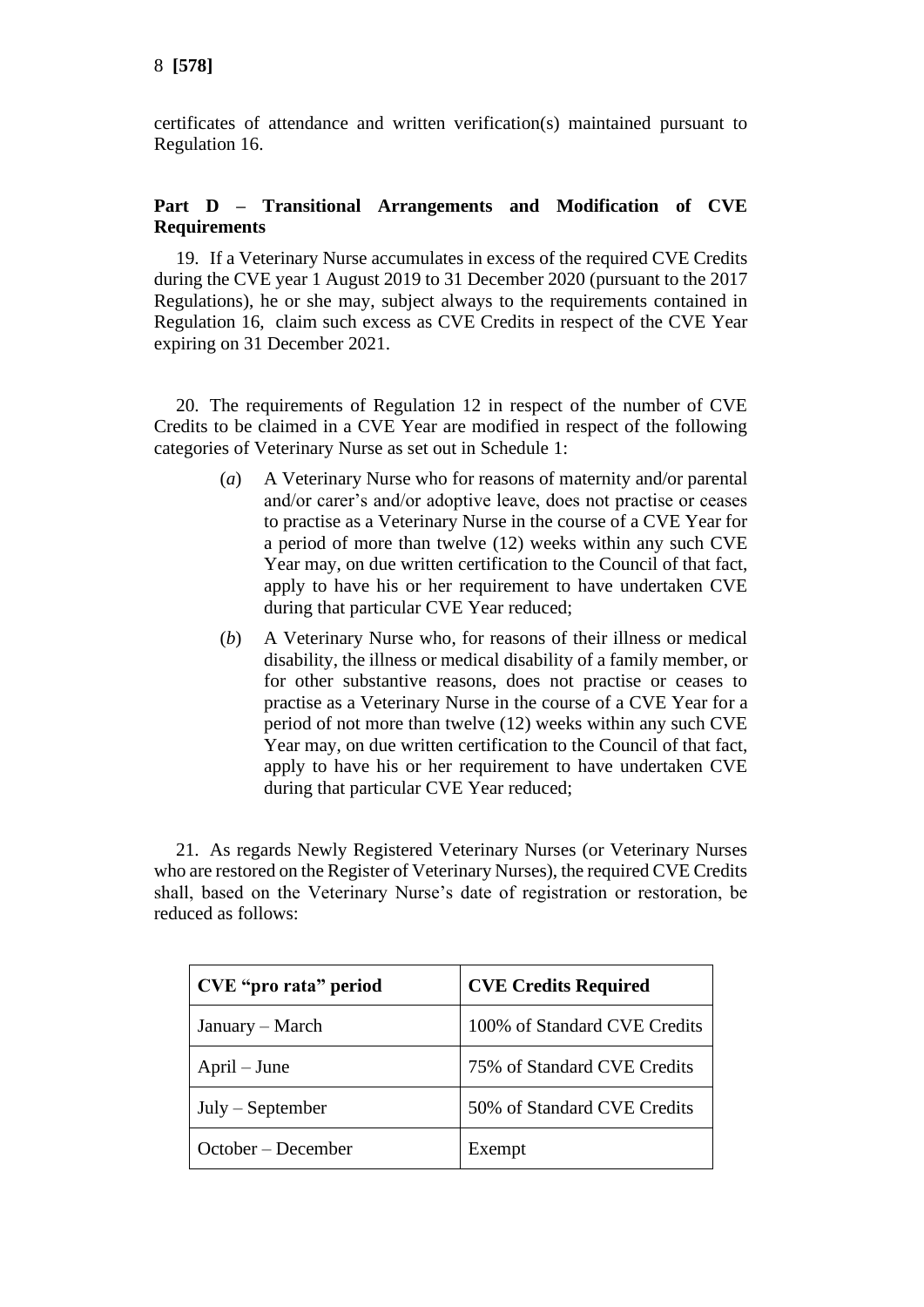certificates of attendance and written verification(s) maintained pursuant to Regulation 16.

**Part D – Transitional Arrangements and Modification of CVE Requirements**

19. If a Veterinary Nurse accumulates in excess of the required CVE Credits during the CVE year 1 August 2019 to 31 December 2020 (pursuant to the 2017 Regulations), he or she may, subject always to the requirements contained in Regulation 16, claim such excess as CVE Credits in respect of the CVE Year expiring on 31 December 2021.

20. The requirements of Regulation 12 in respect of the number of CVE Credits to be claimed in a CVE Year are modified in respect of the following categories of Veterinary Nurse as set out in Schedule 1:

(*a*) A Veterinary Nurse who for reasons of maternity and/or parental and/or carer's and/or adoptive leave, does not practise or ceases to practise as a Veterinary Nurse in the course of a CVE Year for a period of more than twelve (12) weeks within any such CVE Year may, on due written certification to the Council of that fact, apply to have his or her requirement to have undertaken CVE during that particular CVE Year reduced;

(*b*) A Veterinary Nurse who, for reasons of their illness or medical disability, the illness or medical disability of a family member, or for other substantive reasons, does not practise or ceases to practise as a Veterinary Nurse in the course of a CVE Year for a period of not more than twelve (12) weeks within any such CVE Year may, on due written certification to the Council of that fact, apply to have his or her requirement to have undertaken CVE during that particular CVE Year reduced;

21. As regards Newly Registered Veterinary Nurses (or Veterinary Nurses who are restored on the Register of Veterinary Nurses), the required CVE Credits shall, based on the Veterinary Nurse's date of registration or restoration, be reduced as follows:

| CVE "pro rata" period | CVE Credits Required |
| --- | --- |
| January – March | 100% of Standard CVE Credits |
| April – June | 75% of Standard CVE Credits |
| July – September | 50% of Standard CVE Credits |
| October – December | Exempt |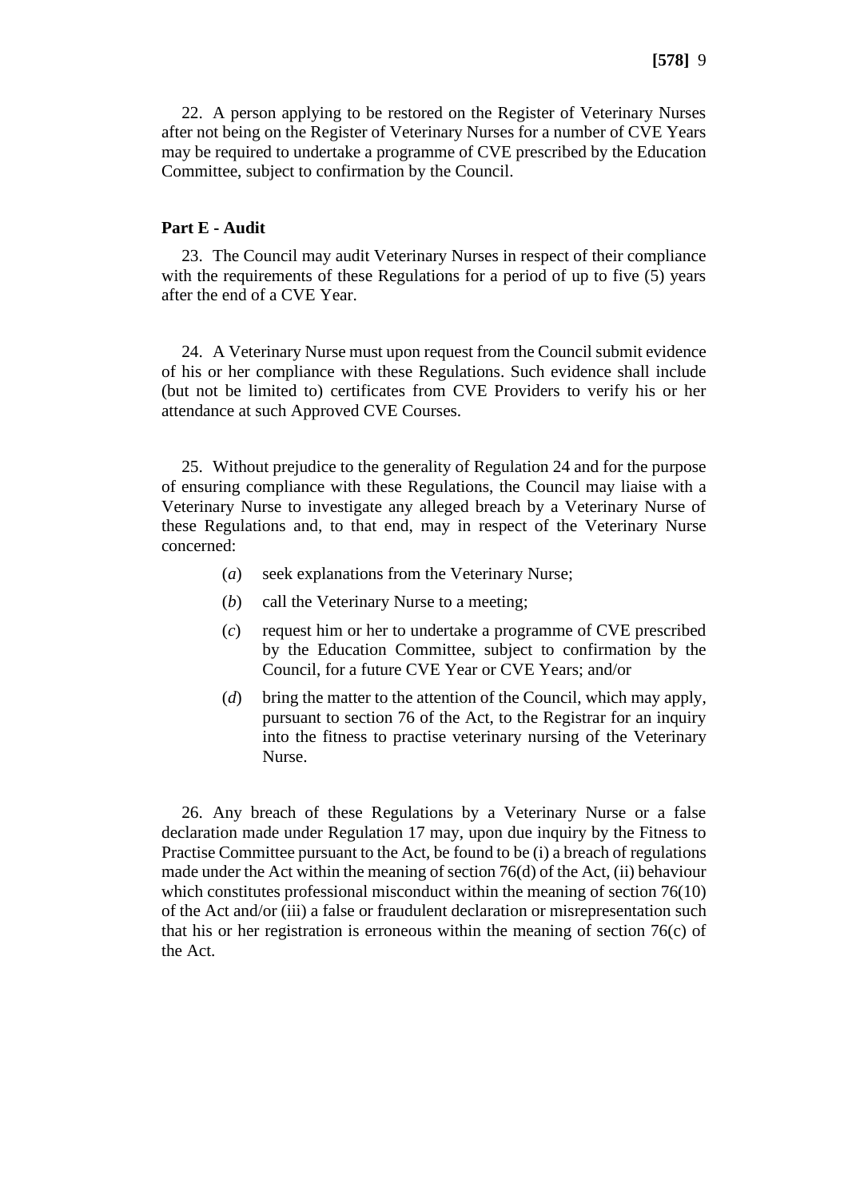22. A person applying to be restored on the Register of Veterinary Nurses after not being on the Register of Veterinary Nurses for a number of CVE Years may be required to undertake a programme of CVE prescribed by the Education Committee, subject to confirmation by the Council.

**Part E - Audit**

23. The Council may audit Veterinary Nurses in respect of their compliance with the requirements of these Regulations for a period of up to five (5) years after the end of a CVE Year.

24. A Veterinary Nurse must upon request from the Council submit evidence of his or her compliance with these Regulations. Such evidence shall include (but not be limited to) certificates from CVE Providers to verify his or her attendance at such Approved CVE Courses.

25. Without prejudice to the generality of Regulation 24 and for the purpose of ensuring compliance with these Regulations, the Council may liaise with a Veterinary Nurse to investigate any alleged breach by a Veterinary Nurse of these Regulations and, to that end, may in respect of the Veterinary Nurse concerned:

(*a*) seek explanations from the Veterinary Nurse;

(*b*) call the Veterinary Nurse to a meeting;

(*c*) request him or her to undertake a programme of CVE prescribed by the Education Committee, subject to confirmation by the Council, for a future CVE Year or CVE Years; and/or

(*d*) bring the matter to the attention of the Council, which may apply, pursuant to section 76 of the Act, to the Registrar for an inquiry into the fitness to practise veterinary nursing of the Veterinary Nurse.

26. Any breach of these Regulations by a Veterinary Nurse or a false declaration made under Regulation 17 may, upon due inquiry by the Fitness to Practise Committee pursuant to the Act, be found to be (i) a breach of regulations made under the Act within the meaning of section 76(d) of the Act, (ii) behaviour which constitutes professional misconduct within the meaning of section 76(10) of the Act and/or (iii) a false or fraudulent declaration or misrepresentation such that his or her registration is erroneous within the meaning of section 76(c) of the Act.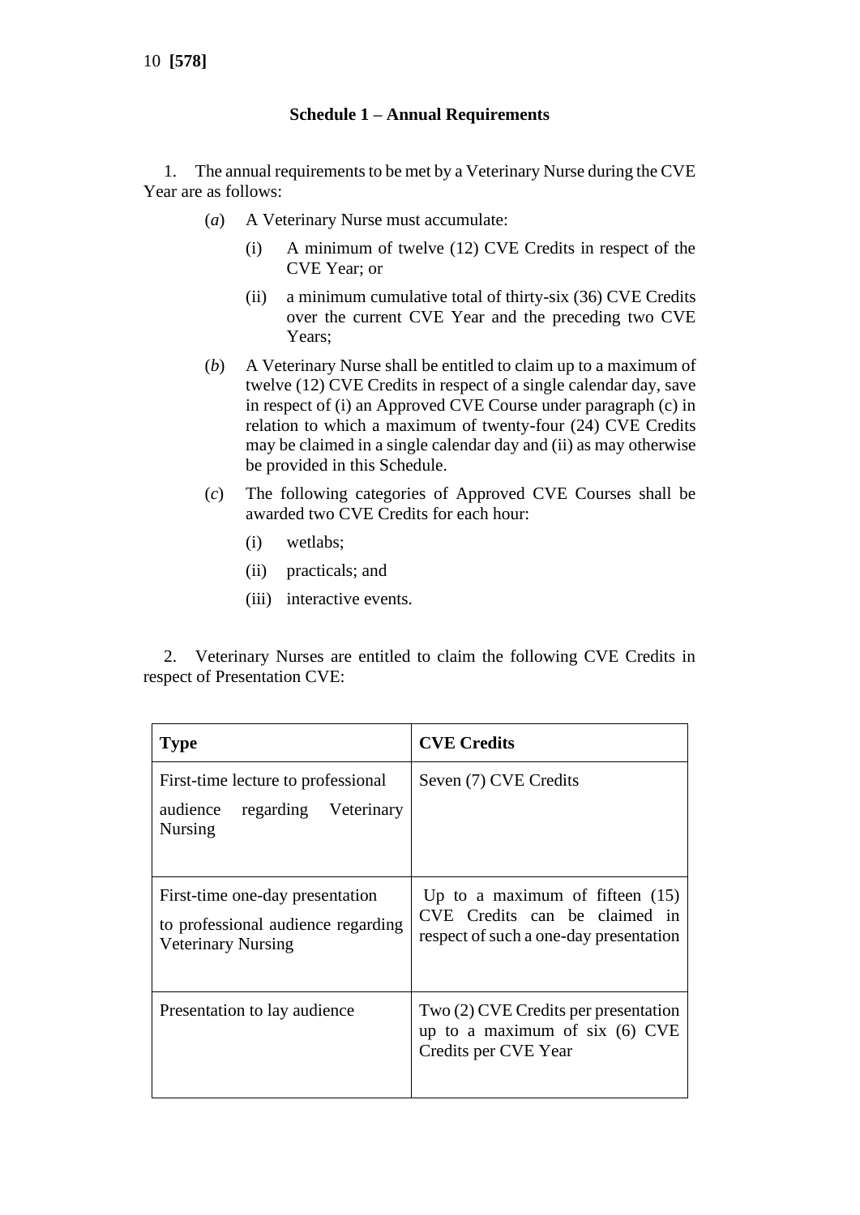### Schedule 1 – Annual Requirements

1. The annual requirements to be met by a Veterinary Nurse during the CVE Year are as follows:

   (*a*) A Veterinary Nurse must accumulate:

   (i) A minimum of twelve (12) CVE Credits in respect of the CVE Year; or

   (ii) a minimum cumulative total of thirty-six (36) CVE Credits over the current CVE Year and the preceding two CVE Years;

   (*b*) A Veterinary Nurse shall be entitled to claim up to a maximum of twelve (12) CVE Credits in respect of a single calendar day, save in respect of (i) an Approved CVE Course under paragraph (c) in relation to which a maximum of twenty-four (24) CVE Credits may be claimed in a single calendar day and (ii) as may otherwise be provided in this Schedule.

   (*c*) The following categories of Approved CVE Courses shall be awarded two CVE Credits for each hour:

   (i) wetlabs;

   (ii) practicals; and

   (iii) interactive events.

2. Veterinary Nurses are entitled to claim the following CVE Credits in respect of Presentation CVE:

| **Type** | **CVE Credits** |
|---|---|
| First-time lecture to professional audience regarding Veterinary Nursing | Seven (7) CVE Credits |
| First-time one-day presentation to professional audience regarding Veterinary Nursing | Up to a maximum of fifteen (15) CVE Credits can be claimed in respect of such a one-day presentation |
| Presentation to lay audience | Two (2) CVE Credits per presentation up to a maximum of six (6) CVE Credits per CVE Year |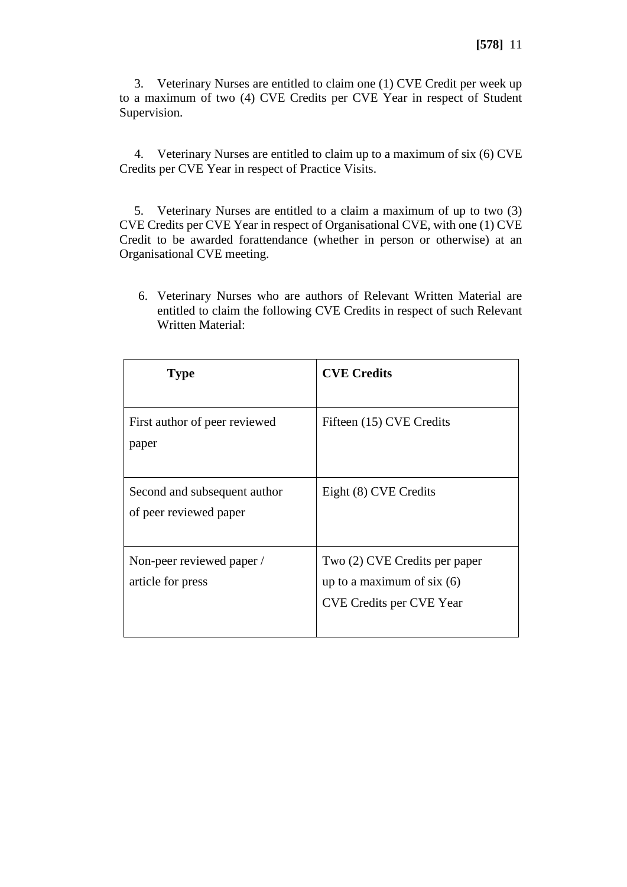3. Veterinary Nurses are entitled to claim one (1) CVE Credit per week up to a maximum of two (4) CVE Credits per CVE Year in respect of Student Supervision.

4. Veterinary Nurses are entitled to claim up to a maximum of six (6) CVE Credits per CVE Year in respect of Practice Visits.

5. Veterinary Nurses are entitled to a claim a maximum of up to two (3) CVE Credits per CVE Year in respect of Organisational CVE, with one (1) CVE Credit to be awarded forattendance (whether in person or otherwise) at an Organisational CVE meeting.

6. Veterinary Nurses who are authors of Relevant Written Material are entitled to claim the following CVE Credits in respect of such Relevant Written Material:

| **Type** | **CVE Credits** |
| --- | --- |
| First author of peer reviewed paper | Fifteen (15) CVE Credits |
| Second and subsequent author of peer reviewed paper | Eight (8) CVE Credits |
| Non-peer reviewed paper / article for press | Two (2) CVE Credits per paper up to a maximum of six (6) CVE Credits per CVE Year |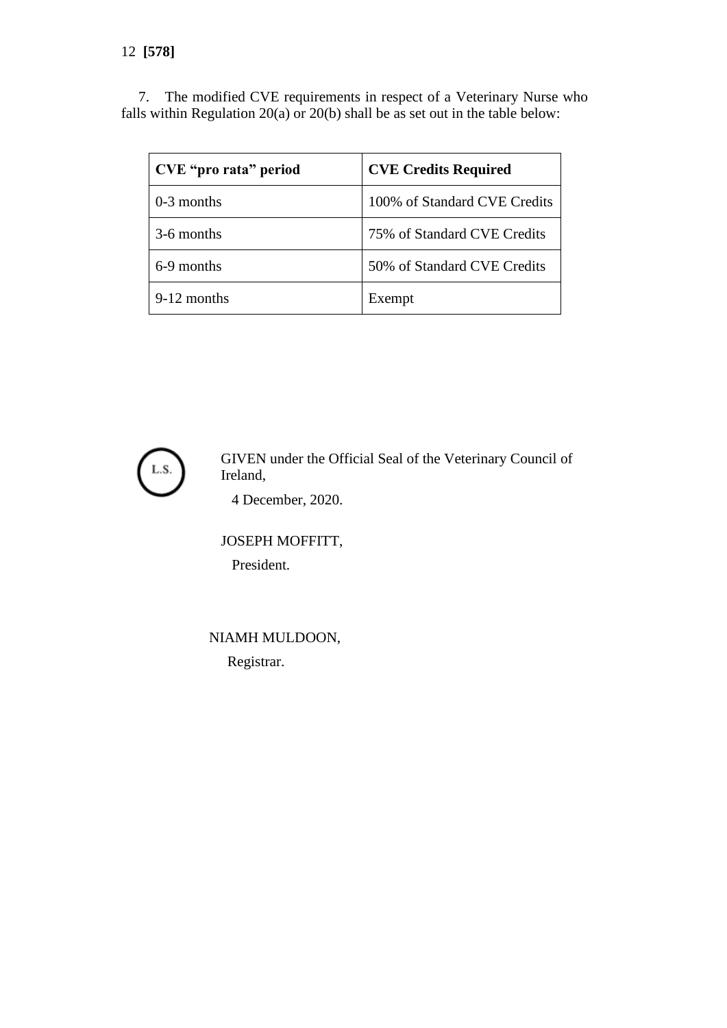7. The modified CVE requirements in respect of a Veterinary Nurse who falls within Regulation 20(a) or 20(b) shall be as set out in the table below:

| **CVE "pro rata" period** | **CVE Credits Required** |
|---|---|
| 0-3 months | 100% of Standard CVE Credits |
| 3-6 months | 75% of Standard CVE Credits |
| 6-9 months | 50% of Standard CVE Credits |
| 9-12 months | Exempt |

L.S.

GIVEN under the Official Seal of the Veterinary Council of Ireland,

4 December, 2020.

JOSEPH MOFFITT,

President.

NIAMH MULDOON,

Registrar.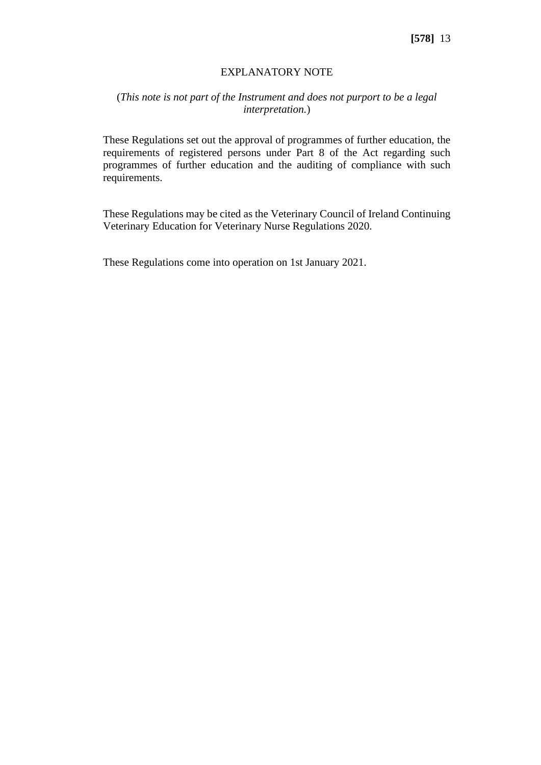## EXPLANATORY NOTE

(*This note is not part of the Instrument and does not purport to be a legal interpretation.*)

These Regulations set out the approval of programmes of further education, the requirements of registered persons under Part 8 of the Act regarding such programmes of further education and the auditing of compliance with such requirements.

These Regulations may be cited as the Veterinary Council of Ireland Continuing Veterinary Education for Veterinary Nurse Regulations 2020.

These Regulations come into operation on 1st January 2021.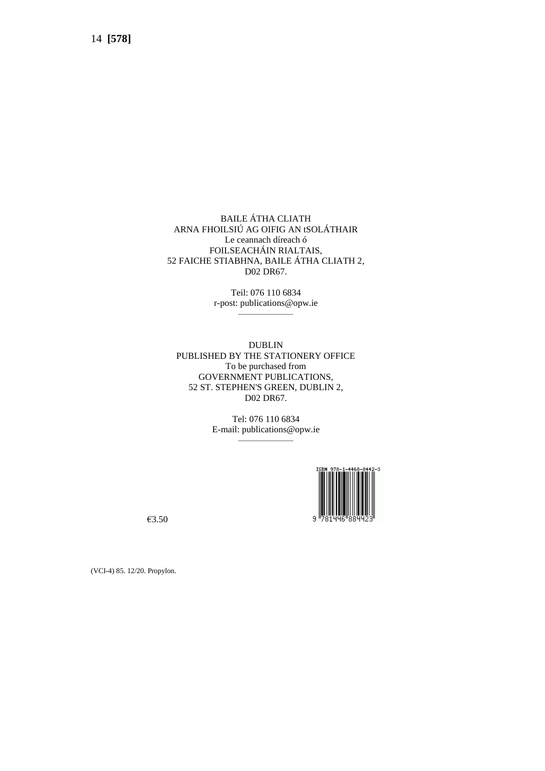BAILE ÁTHA CLIATH
ARNA FHOILSIÚ AG OIFIG AN tSOLÁTHAIR
Le ceannach díreach ó
FOILSEACHÁIN RIALTAIS,
52 FAICHE STIABHNA, BAILE ÁTHA CLIATH 2,
D02 DR67.

Teil: 076 110 6834
r-post: publications@opw.ie

DUBLIN
PUBLISHED BY THE STATIONERY OFFICE
To be purchased from
GOVERNMENT PUBLICATIONS,
52 ST. STEPHEN'S GREEN, DUBLIN 2,
D02 DR67.

Tel: 076 110 6834
E-mail: publications@opw.ie

ISBN 978-1-4468-8442-3

9 781446 884423

€3.50

(VCI-4) 85. 12/20. Propylon.